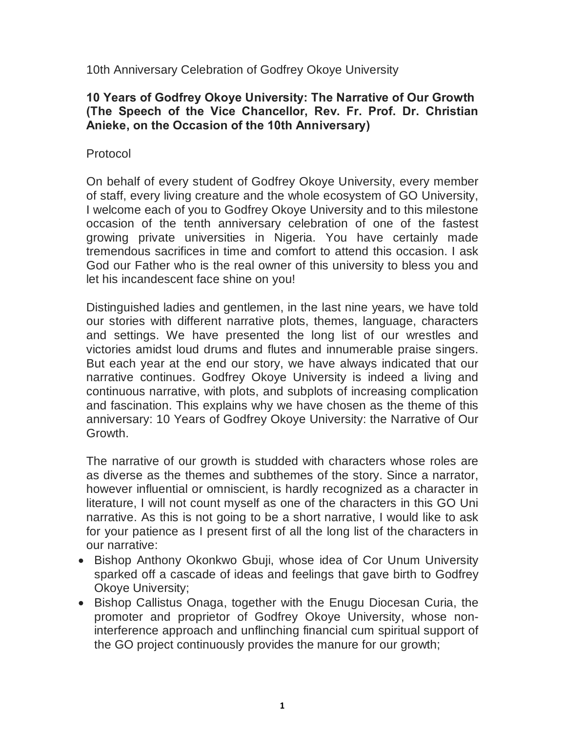10th Anniversary Celebration of Godfrey Okoye University

## 10 Years of Godfrey Okoye University: The Narrative of Our Growth (The Speech of the Vice Chancellor, Rev. Fr. Prof. Dr. Christian Anieke, on the Occasion of the 10th Anniversary)

Protocol

On behalf of every student of Godfrey Okoye University, every member of staff, every living creature and the whole ecosystem of GO University, I welcome each of you to Godfrey Okoye University and to this milestone occasion of the tenth anniversary celebration of one of the fastest growing private universities in Nigeria. You have certainly made tremendous sacrifices in time and comfort to attend this occasion. I ask God our Father who is the real owner of this university to bless you and let his incandescent face shine on you!

Distinguished ladies and gentlemen, in the last nine years, we have told our stories with different narrative plots, themes, language, characters and settings. We have presented the long list of our wrestles and victories amidst loud drums and flutes and innumerable praise singers. But each year at the end our story, we have always indicated that our narrative continues. Godfrey Okoye University is indeed a living and continuous narrative, with plots, and subplots of increasing complication and fascination. This explains why we have chosen as the theme of this anniversary: 10 Years of Godfrey Okoye University: the Narrative of Our Growth.

The narrative of our growth is studded with characters whose roles are as diverse as the themes and subthemes of the story. Since a narrator, however influential or omniscient, is hardly recognized as a character in literature, I will not count myself as one of the characters in this GO Uni narrative. As this is not going to be a short narrative, I would like to ask for your patience as I present first of all the long list of the characters in our narrative:

- Bishop Anthony Okonkwo Gbuji, whose idea of Cor Unum University sparked off a cascade of ideas and feelings that gave birth to Godfrey Okoye University;
- Bishop Callistus Onaga, together with the Enugu Diocesan Curia, the promoter and proprietor of Godfrey Okoye University, whose non-interference approach and unflinching financial cum spiritual support of the GO project continuously provides the manure for our growth;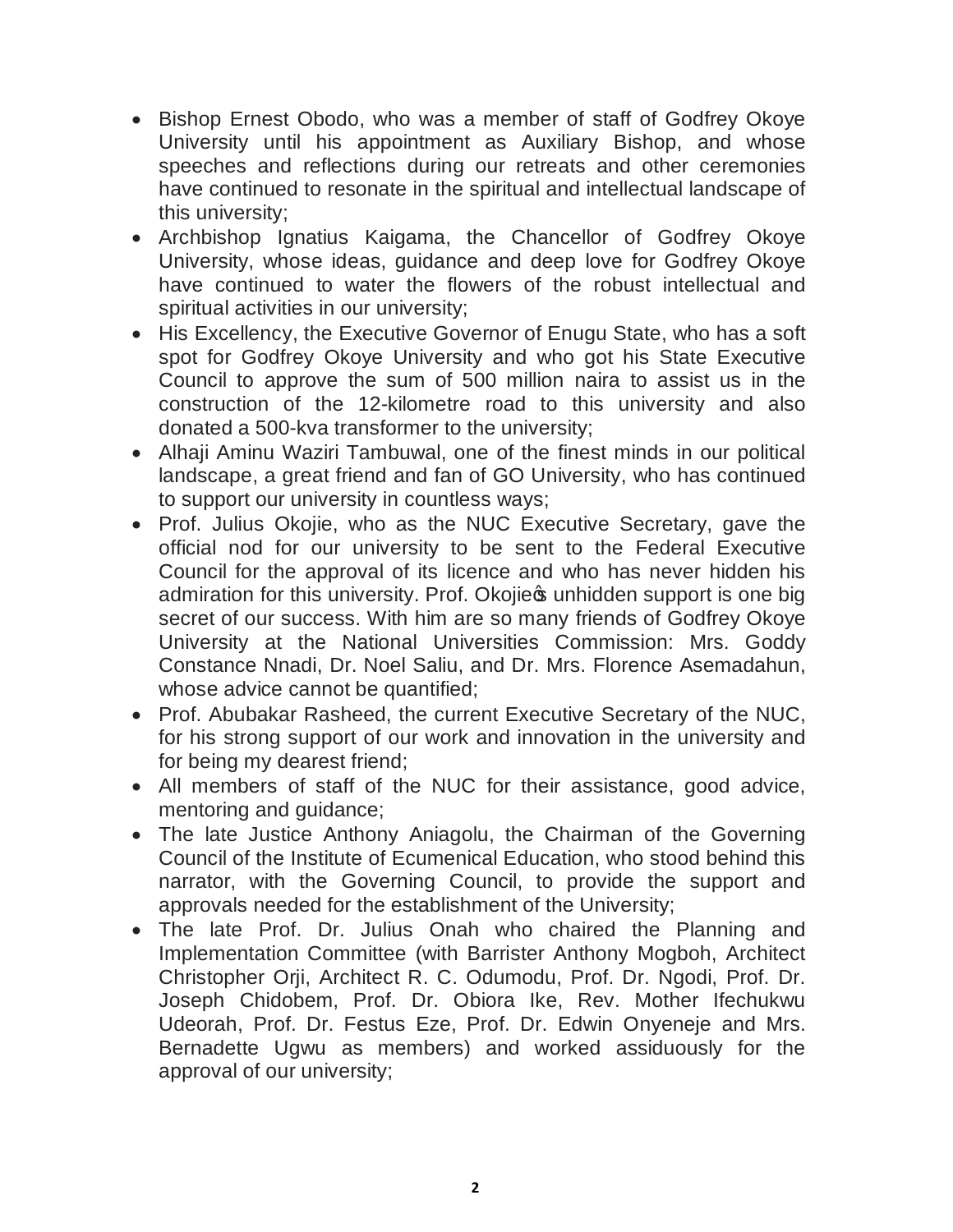- Bishop Ernest Obodo, who was a member of staff of Godfrey Okoye University until his appointment as Auxiliary Bishop, and whose speeches and reflections during our retreats and other ceremonies have continued to resonate in the spiritual and intellectual landscape of this university;
- Archbishop Ignatius Kaigama, the Chancellor of Godfrey Okoye University, whose ideas, guidance and deep love for Godfrey Okoye have continued to water the flowers of the robust intellectual and spiritual activities in our university;
- His Excellency, the Executive Governor of Enugu State, who has a soft spot for Godfrey Okoye University and who got his State Executive Council to approve the sum of 500 million naira to assist us in the construction of the 12-kilometre road to this university and also donated a 500-kva transformer to the university;
- Alhaji Aminu Waziri Tambuwal, one of the finest minds in our political landscape, a great friend and fan of GO University, who has continued to support our university in countless ways;
- Prof. Julius Okojie, who as the NUC Executive Secretary, gave the official nod for our university to be sent to the Federal Executive Council for the approval of its licence and who has never hidden his admiration for this university. Prof. Okojie�s unhidden support is one big secret of our success. With him are so many friends of Godfrey Okoye University at the National Universities Commission: Mrs. Goddy Constance Nnadi, Dr. Noel Saliu, and Dr. Mrs. Florence Asemadahun, whose advice cannot be quantified;
- Prof. Abubakar Rasheed, the current Executive Secretary of the NUC, for his strong support of our work and innovation in the university and for being my dearest friend;
- All members of staff of the NUC for their assistance, good advice, mentoring and guidance;
- The late Justice Anthony Aniagolu, the Chairman of the Governing Council of the Institute of Ecumenical Education, who stood behind this narrator, with the Governing Council, to provide the support and approvals needed for the establishment of the University;
- The late Prof. Dr. Julius Onah who chaired the Planning and Implementation Committee (with Barrister Anthony Mogboh, Architect Christopher Orji, Architect R. C. Odumodu, Prof. Dr. Ngodi, Prof. Dr. Joseph Chidobem, Prof. Dr. Obiora Ike, Rev. Mother Ifechukwu Udeorah, Prof. Dr. Festus Eze, Prof. Dr. Edwin Onyeneje and Mrs. Bernadette Ugwu as members) and worked assiduously for the approval of our university;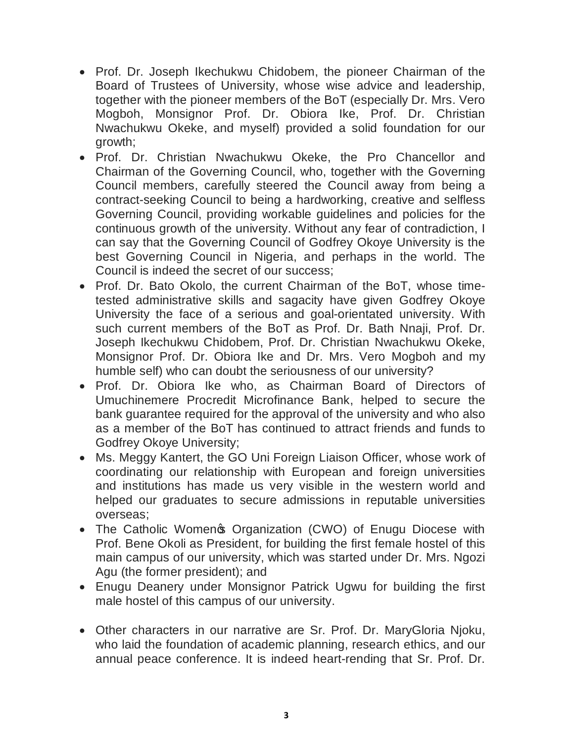- Prof. Dr. Joseph Ikechukwu Chidobem, the pioneer Chairman of the Board of Trustees of University, whose wise advice and leadership, together with the pioneer members of the BoT (especially Dr. Mrs. Vero Mogboh, Monsignor Prof. Dr. Obiora Ike, Prof. Dr. Christian Nwachukwu Okeke, and myself) provided a solid foundation for our growth;
- Prof. Dr. Christian Nwachukwu Okeke, the Pro Chancellor and Chairman of the Governing Council, who, together with the Governing Council members, carefully steered the Council away from being a contract-seeking Council to being a hardworking, creative and selfless Governing Council, providing workable guidelines and policies for the continuous growth of the university. Without any fear of contradiction, I can say that the Governing Council of Godfrey Okoye University is the best Governing Council in Nigeria, and perhaps in the world. The Council is indeed the secret of our success;
- Prof. Dr. Bato Okolo, the current Chairman of the BoT, whose time-tested administrative skills and sagacity have given Godfrey Okoye University the face of a serious and goal-orientated university. With such current members of the BoT as Prof. Dr. Bath Nnaji, Prof. Dr. Joseph Ikechukwu Chidobem, Prof. Dr. Christian Nwachukwu Okeke, Monsignor Prof. Dr. Obiora Ike and Dr. Mrs. Vero Mogboh and my humble self) who can doubt the seriousness of our university?
- Prof. Dr. Obiora Ike who, as Chairman Board of Directors of Umuchinemere Procredit Microfinance Bank, helped to secure the bank guarantee required for the approval of the university and who also as a member of the BoT has continued to attract friends and funds to Godfrey Okoye University;
- Ms. Meggy Kantert, the GO Uni Foreign Liaison Officer, whose work of coordinating our relationship with European and foreign universities and institutions has made us very visible in the western world and helped our graduates to secure admissions in reputable universities overseas;
- The Catholic Women's Organization (CWO) of Enugu Diocese with Prof. Bene Okoli as President, for building the first female hostel of this main campus of our university, which was started under Dr. Mrs. Ngozi Agu (the former president); and
- Enugu Deanery under Monsignor Patrick Ugwu for building the first male hostel of this campus of our university.

- Other characters in our narrative are Sr. Prof. Dr. MaryGloria Njoku, who laid the foundation of academic planning, research ethics, and our annual peace conference. It is indeed heart-rending that Sr. Prof. Dr.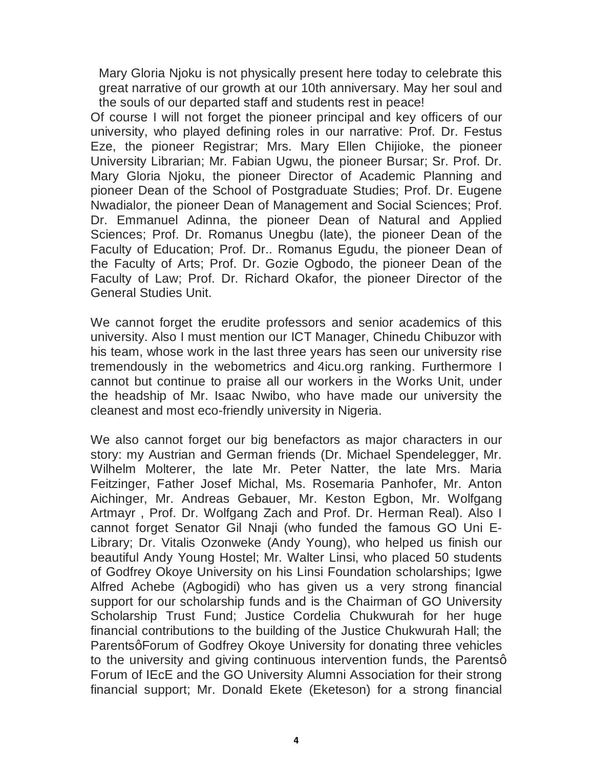Mary Gloria Njoku is not physically present here today to celebrate this great narrative of our growth at our 10th anniversary. May her soul and the souls of our departed staff and students rest in peace!

Of course I will not forget the pioneer principal and key officers of our university, who played defining roles in our narrative: Prof. Dr. Festus Eze, the pioneer Registrar; Mrs. Mary Ellen Chijioke, the pioneer University Librarian; Mr. Fabian Ugwu, the pioneer Bursar; Sr. Prof. Dr. Mary Gloria Njoku, the pioneer Director of Academic Planning and pioneer Dean of the School of Postgraduate Studies; Prof. Dr. Eugene Nwadialor, the pioneer Dean of Management and Social Sciences; Prof. Dr. Emmanuel Adinna, the pioneer Dean of Natural and Applied Sciences; Prof. Dr. Romanus Unegbu (late), the pioneer Dean of the Faculty of Education; Prof. Dr.. Romanus Egudu, the pioneer Dean of the Faculty of Arts; Prof. Dr. Gozie Ogbodo, the pioneer Dean of the Faculty of Law; Prof. Dr. Richard Okafor, the pioneer Director of the General Studies Unit.

We cannot forget the erudite professors and senior academics of this university. Also I must mention our ICT Manager, Chinedu Chibuzor with his team, whose work in the last three years has seen our university rise tremendously in the webometrics and 4icu.org ranking. Furthermore I cannot but continue to praise all our workers in the Works Unit, under the headship of Mr. Isaac Nwibo, who have made our university the cleanest and most eco-friendly university in Nigeria.

We also cannot forget our big benefactors as major characters in our story: my Austrian and German friends (Dr. Michael Spendelegger, Mr. Wilhelm Molterer, the late Mr. Peter Natter, the late Mrs. Maria Feitzinger, Father Josef Michal, Ms. Rosemaria Panhofer, Mr. Anton Aichinger, Mr. Andreas Gebauer, Mr. Keston Egbon, Mr. Wolfgang Artmayr , Prof. Dr. Wolfgang Zach and Prof. Dr. Herman Real). Also I cannot forget Senator Gil Nnaji (who funded the famous GO Uni E-Library; Dr. Vitalis Ozonweke (Andy Young), who helped us finish our beautiful Andy Young Hostel; Mr. Walter Linsi, who placed 50 students of Godfrey Okoye University on his Linsi Foundation scholarships; Igwe Alfred Achebe (Agbogidi) who has given us a very strong financial support for our scholarship funds and is the Chairman of GO University Scholarship Trust Fund; Justice Cordelia Chukwurah for her huge financial contributions to the building of the Justice Chukwurah Hall; the ParentsôForum of Godfrey Okoye University for donating three vehicles to the university and giving continuous intervention funds, the Parentsô Forum of IEcE and the GO University Alumni Association for their strong financial support; Mr. Donald Ekete (Eketeson) for a strong financial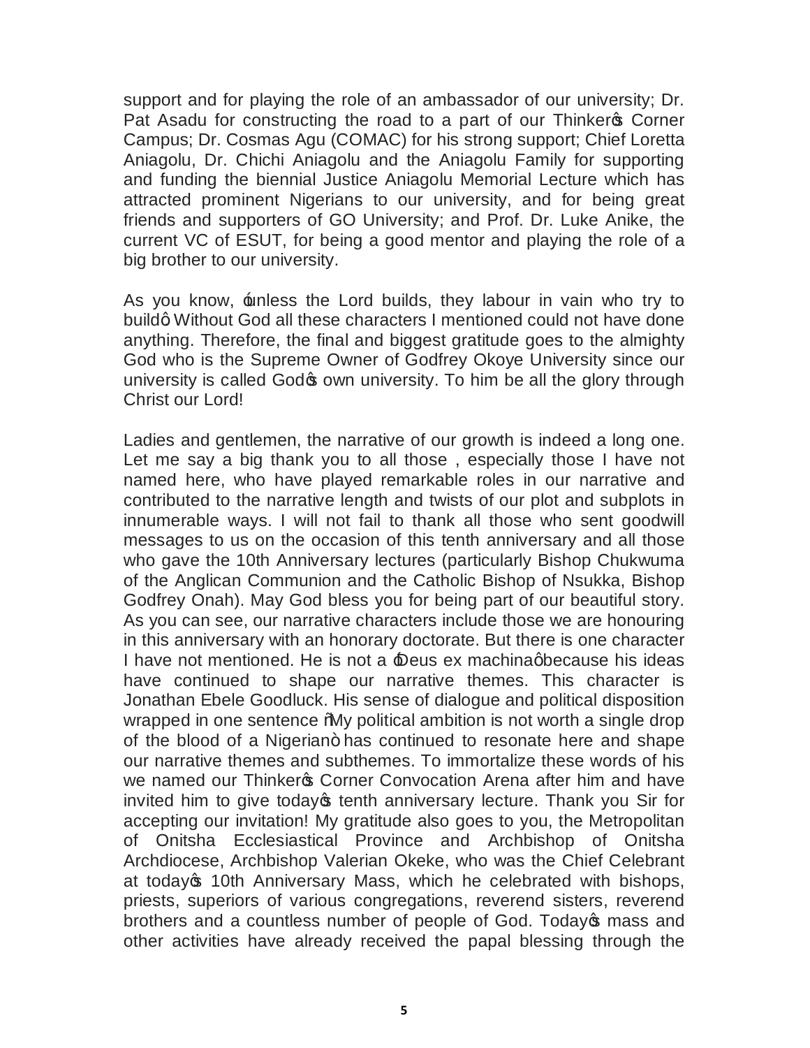support and for playing the role of an ambassador of our university; Dr. Pat Asadu for constructing the road to a part of our Thinker's Corner Campus; Dr. Cosmas Agu (COMAC) for his strong support; Chief Loretta Aniagolu, Dr. Chichi Aniagolu and the Aniagolu Family for supporting and funding the biennial Justice Aniagolu Memorial Lecture which has attracted prominent Nigerians to our university, and for being great friends and supporters of GO University; and Prof. Dr. Luke Anike, the current VC of ESUT, for being a good mentor and playing the role of a big brother to our university.

As you know, 'unless the Lord builds, they labour in vain who try to build.' Without God all these characters I mentioned could not have done anything. Therefore, the final and biggest gratitude goes to the almighty God who is the Supreme Owner of Godfrey Okoye University since our university is called God's own university. To him be all the glory through Christ our Lord!

Ladies and gentlemen, the narrative of our growth is indeed a long one. Let me say a big thank you to all those , especially those I have not named here, who have played remarkable roles in our narrative and contributed to the narrative length and twists of our plot and subplots in innumerable ways. I will not fail to thank all those who sent goodwill messages to us on the occasion of this tenth anniversary and all those who gave the 10th Anniversary lectures (particularly Bishop Chukwuma of the Anglican Communion and the Catholic Bishop of Nsukka, Bishop Godfrey Onah). May God bless you for being part of our beautiful story. As you can see, our narrative characters include those we are honouring in this anniversary with an honorary doctorate. But there is one character I have not mentioned. He is not a 'Deus ex machina' because his ideas have continued to shape our narrative themes. This character is Jonathan Ebele Goodluck. His sense of dialogue and political disposition wrapped in one sentence "My political ambition is not worth a single drop of the blood of a Nigerian" has continued to resonate here and shape our narrative themes and subthemes. To immortalize these words of his we named our Thinker's Corner Convocation Arena after him and have invited him to give today's tenth anniversary lecture. Thank you Sir for accepting our invitation! My gratitude also goes to you, the Metropolitan of Onitsha Ecclesiastical Province and Archbishop of Onitsha Archdiocese, Archbishop Valerian Okeke, who was the Chief Celebrant at today's 10th Anniversary Mass, which he celebrated with bishops, priests, superiors of various congregations, reverend sisters, reverend brothers and a countless number of people of God. Today's mass and other activities have already received the papal blessing through the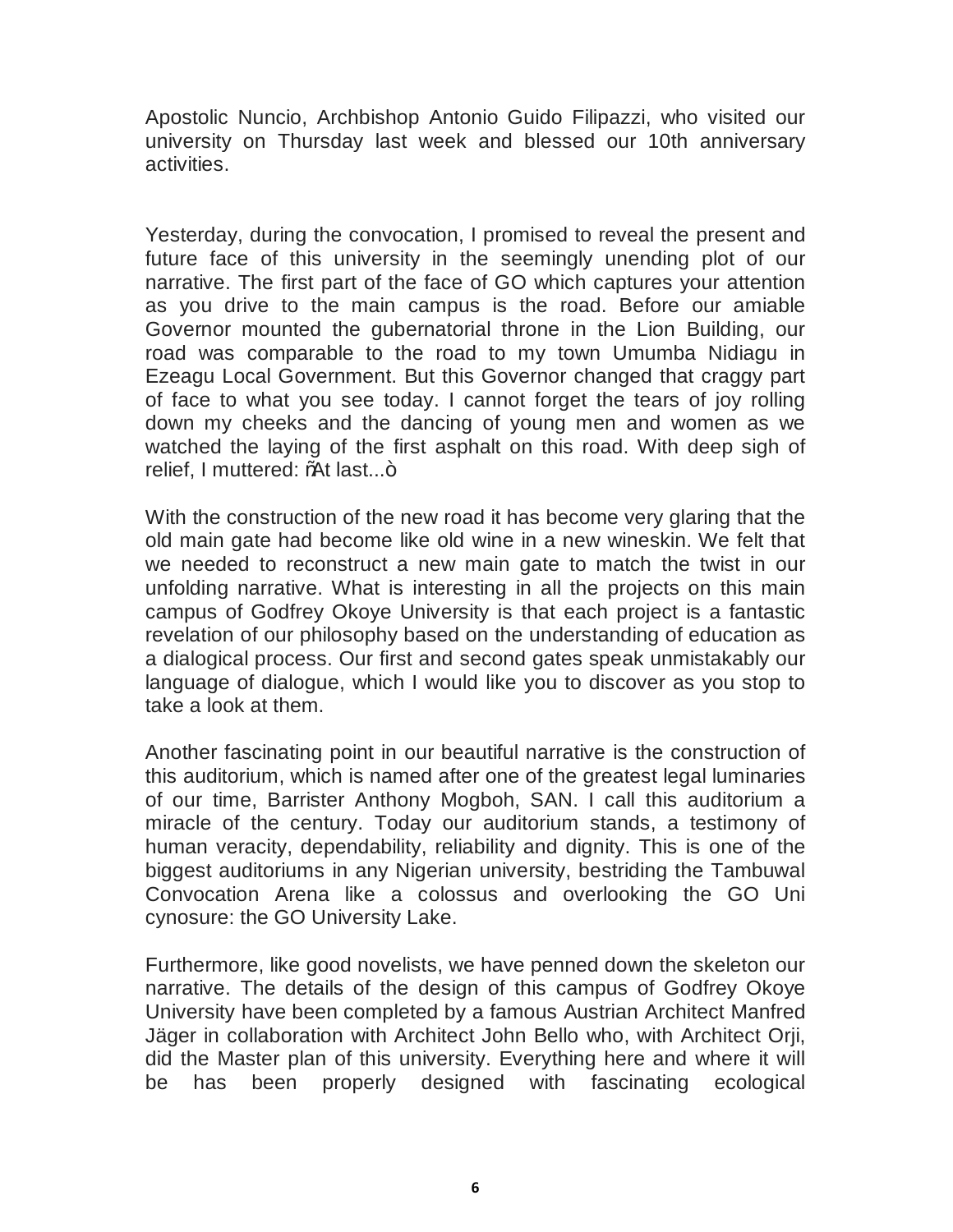Apostolic Nuncio, Archbishop Antonio Guido Filipazzi, who visited our university on Thursday last week and blessed our 10th anniversary activities.

Yesterday, during the convocation, I promised to reveal the present and future face of this university in the seemingly unending plot of our narrative. The first part of the face of GO which captures your attention as you drive to the main campus is the road. Before our amiable Governor mounted the gubernatorial throne in the Lion Building, our road was comparable to the road to my town Umumba Nidiagu in Ezeagu Local Government. But this Governor changed that craggy part of face to what you see today. I cannot forget the tears of joy rolling down my cheeks and the dancing of young men and women as we watched the laying of the first asphalt on this road. With deep sigh of relief, I muttered: ñAt last...ò

With the construction of the new road it has become very glaring that the old main gate had become like old wine in a new wineskin. We felt that we needed to reconstruct a new main gate to match the twist in our unfolding narrative. What is interesting in all the projects on this main campus of Godfrey Okoye University is that each project is a fantastic revelation of our philosophy based on the understanding of education as a dialogical process. Our first and second gates speak unmistakably our language of dialogue, which I would like you to discover as you stop to take a look at them.

Another fascinating point in our beautiful narrative is the construction of this auditorium, which is named after one of the greatest legal luminaries of our time, Barrister Anthony Mogboh, SAN. I call this auditorium a miracle of the century. Today our auditorium stands, a testimony of human veracity, dependability, reliability and dignity. This is one of the biggest auditoriums in any Nigerian university, bestriding the Tambuwal Convocation Arena like a colossus and overlooking the GO Uni cynosure: the GO University Lake.

Furthermore, like good novelists, we have penned down the skeleton our narrative. The details of the design of this campus of Godfrey Okoye University have been completed by a famous Austrian Architect Manfred Jäger in collaboration with Architect John Bello who, with Architect Orji, did the Master plan of this university. Everything here and where it will be has been properly designed with fascinating ecological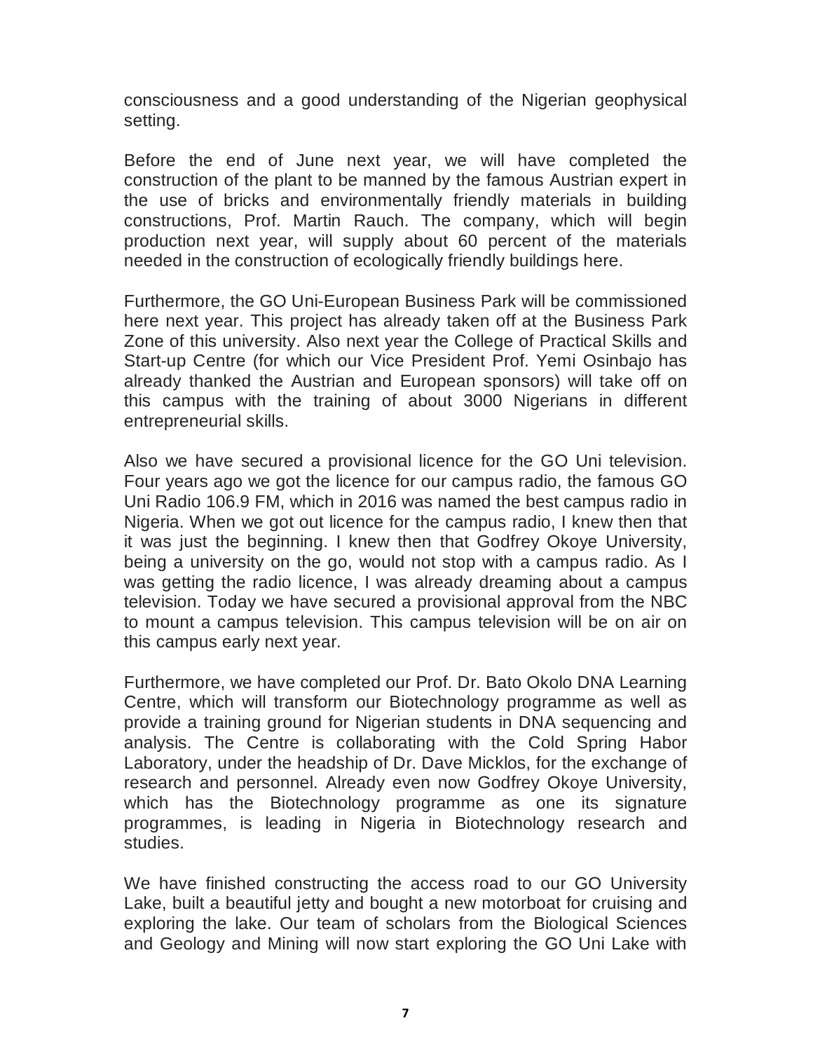consciousness and a good understanding of the Nigerian geophysical setting.

Before the end of June next year, we will have completed the construction of the plant to be manned by the famous Austrian expert in the use of bricks and environmentally friendly materials in building constructions, Prof. Martin Rauch. The company, which will begin production next year, will supply about 60 percent of the materials needed in the construction of ecologically friendly buildings here.

Furthermore, the GO Uni-European Business Park will be commissioned here next year. This project has already taken off at the Business Park Zone of this university. Also next year the College of Practical Skills and Start-up Centre (for which our Vice President Prof. Yemi Osinbajo has already thanked the Austrian and European sponsors) will take off on this campus with the training of about 3000 Nigerians in different entrepreneurial skills.

Also we have secured a provisional licence for the GO Uni television. Four years ago we got the licence for our campus radio, the famous GO Uni Radio 106.9 FM, which in 2016 was named the best campus radio in Nigeria. When we got out licence for the campus radio, I knew then that it was just the beginning. I knew then that Godfrey Okoye University, being a university on the go, would not stop with a campus radio. As I was getting the radio licence, I was already dreaming about a campus television. Today we have secured a provisional approval from the NBC to mount a campus television. This campus television will be on air on this campus early next year.

Furthermore, we have completed our Prof. Dr. Bato Okolo DNA Learning Centre, which will transform our Biotechnology programme as well as provide a training ground for Nigerian students in DNA sequencing and analysis. The Centre is collaborating with the Cold Spring Habor Laboratory, under the headship of Dr. Dave Micklos, for the exchange of research and personnel. Already even now Godfrey Okoye University, which has the Biotechnology programme as one its signature programmes, is leading in Nigeria in Biotechnology research and studies.

We have finished constructing the access road to our GO University Lake, built a beautiful jetty and bought a new motorboat for cruising and exploring the lake. Our team of scholars from the Biological Sciences and Geology and Mining will now start exploring the GO Uni Lake with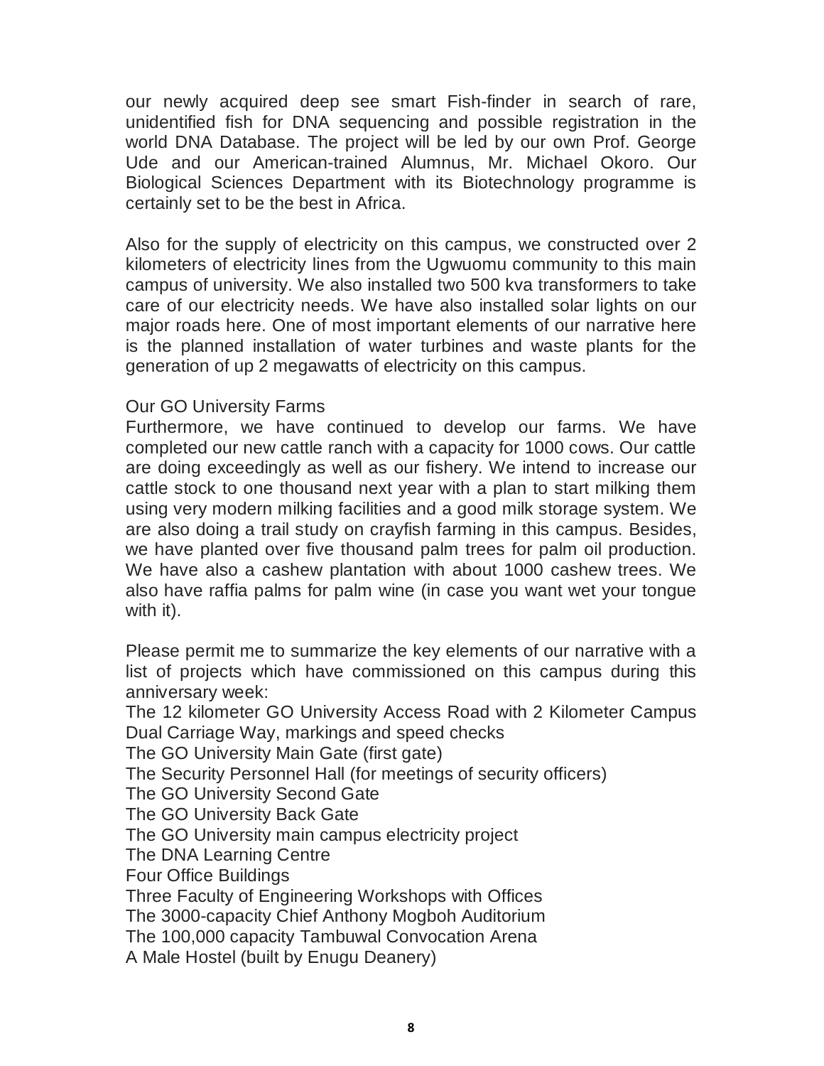our newly acquired deep see smart Fish-finder in search of rare, unidentified fish for DNA sequencing and possible registration in the world DNA Database. The project will be led by our own Prof. George Ude and our American-trained Alumnus, Mr. Michael Okoro. Our Biological Sciences Department with its Biotechnology programme is certainly set to be the best in Africa.

Also for the supply of electricity on this campus, we constructed over 2 kilometers of electricity lines from the Ugwuomu community to this main campus of university. We also installed two 500 kva transformers to take care of our electricity needs. We have also installed solar lights on our major roads here. One of most important elements of our narrative here is the planned installation of water turbines and waste plants for the generation of up 2 megawatts of electricity on this campus.

Our GO University Farms

Furthermore, we have continued to develop our farms. We have completed our new cattle ranch with a capacity for 1000 cows. Our cattle are doing exceedingly as well as our fishery. We intend to increase our cattle stock to one thousand next year with a plan to start milking them using very modern milking facilities and a good milk storage system. We are also doing a trail study on crayfish farming in this campus. Besides, we have planted over five thousand palm trees for palm oil production. We have also a cashew plantation with about 1000 cashew trees. We also have raffia palms for palm wine (in case you want wet your tongue with it).

Please permit me to summarize the key elements of our narrative with a list of projects which have commissioned on this campus during this anniversary week:

The 12 kilometer GO University Access Road with 2 Kilometer Campus Dual Carriage Way, markings and speed checks
The GO University Main Gate (first gate)
The Security Personnel Hall (for meetings of security officers)
The GO University Second Gate
The GO University Back Gate
The GO University main campus electricity project
The DNA Learning Centre
Four Office Buildings
Three Faculty of Engineering Workshops with Offices
The 3000-capacity Chief Anthony Mogboh Auditorium
The 100,000 capacity Tambuwal Convocation Arena
A Male Hostel (built by Enugu Deanery)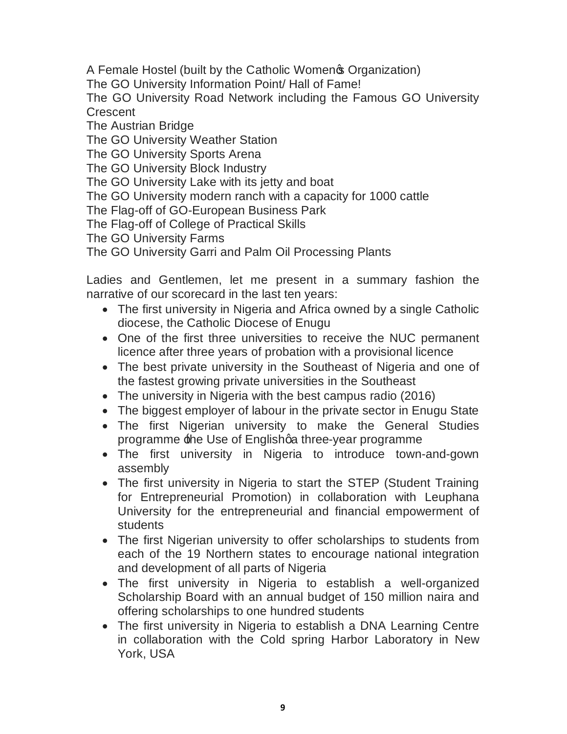A Female Hostel (built by the Catholic Women's Organization)
The GO University Information Point/ Hall of Fame!
The GO University Road Network including the Famous GO University Crescent
The Austrian Bridge
The GO University Weather Station
The GO University Sports Arena
The GO University Block Industry
The GO University Lake with its jetty and boat
The GO University modern ranch with a capacity for 1000 cattle
The Flag-off of GO-European Business Park
The Flag-off of College of Practical Skills
The GO University Farms
The GO University Garri and Palm Oil Processing Plants

Ladies and Gentlemen, let me present in a summary fashion the narrative of our scorecard in the last ten years:

- The first university in Nigeria and Africa owned by a single Catholic diocese, the Catholic Diocese of Enugu
- One of the first three universities to receive the NUC permanent licence after three years of probation with a provisional licence
- The best private university in the Southeast of Nigeria and one of the fastest growing private universities in the Southeast
- The university in Nigeria with the best campus radio (2016)
- The biggest employer of labour in the private sector in Enugu State
- The first Nigerian university to make the General Studies programme 'the Use of English' a three-year programme
- The first university in Nigeria to introduce town-and-gown assembly
- The first university in Nigeria to start the STEP (Student Training for Entrepreneurial Promotion) in collaboration with Leuphana University for the entrepreneurial and financial empowerment of students
- The first Nigerian university to offer scholarships to students from each of the 19 Northern states to encourage national integration and development of all parts of Nigeria
- The first university in Nigeria to establish a well-organized Scholarship Board with an annual budget of 150 million naira and offering scholarships to one hundred students
- The first university in Nigeria to establish a DNA Learning Centre in collaboration with the Cold spring Harbor Laboratory in New York, USA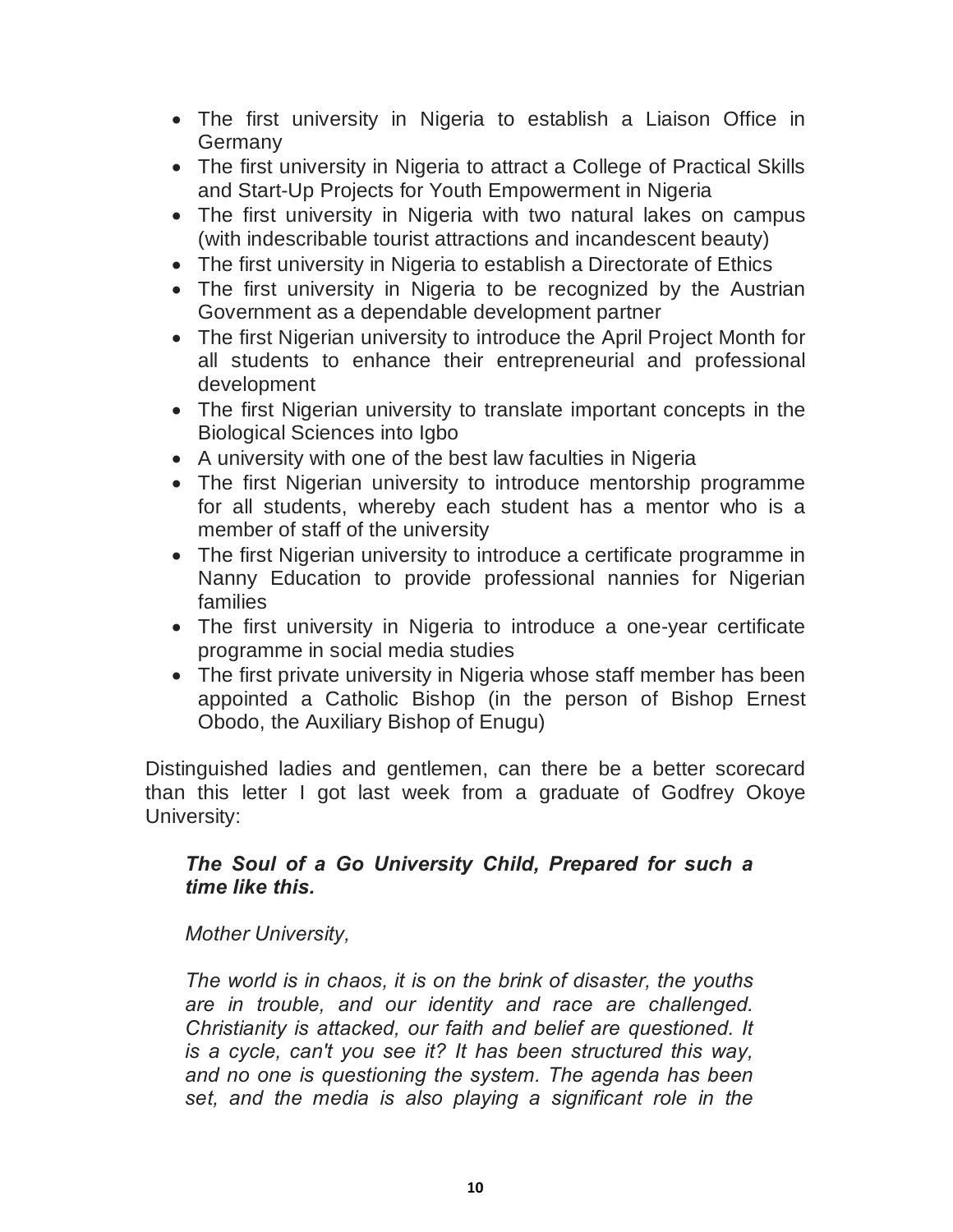- The first university in Nigeria to establish a Liaison Office in Germany
- The first university in Nigeria to attract a College of Practical Skills and Start-Up Projects for Youth Empowerment in Nigeria
- The first university in Nigeria with two natural lakes on campus (with indescribable tourist attractions and incandescent beauty)
- The first university in Nigeria to establish a Directorate of Ethics
- The first university in Nigeria to be recognized by the Austrian Government as a dependable development partner
- The first Nigerian university to introduce the April Project Month for all students to enhance their entrepreneurial and professional development
- The first Nigerian university to translate important concepts in the Biological Sciences into Igbo
- A university with one of the best law faculties in Nigeria
- The first Nigerian university to introduce mentorship programme for all students, whereby each student has a mentor who is a member of staff of the university
- The first Nigerian university to introduce a certificate programme in Nanny Education to provide professional nannies for Nigerian families
- The first university in Nigeria to introduce a one-year certificate programme in social media studies
- The first private university in Nigeria whose staff member has been appointed a Catholic Bishop (in the person of Bishop Ernest Obodo, the Auxiliary Bishop of Enugu)

Distinguished ladies and gentlemen, can there be a better scorecard than this letter I got last week from a graduate of Godfrey Okoye University:

> ***The Soul of a Go University Child, Prepared for such a time like this.***
>
> *Mother University,*
>
> *The world is in chaos, it is on the brink of disaster, the youths are in trouble, and our identity and race are challenged. Christianity is attacked, our faith and belief are questioned. It is a cycle, can't you see it? It has been structured this way, and no one is questioning the system. The agenda has been set, and the media is also playing a significant role in the*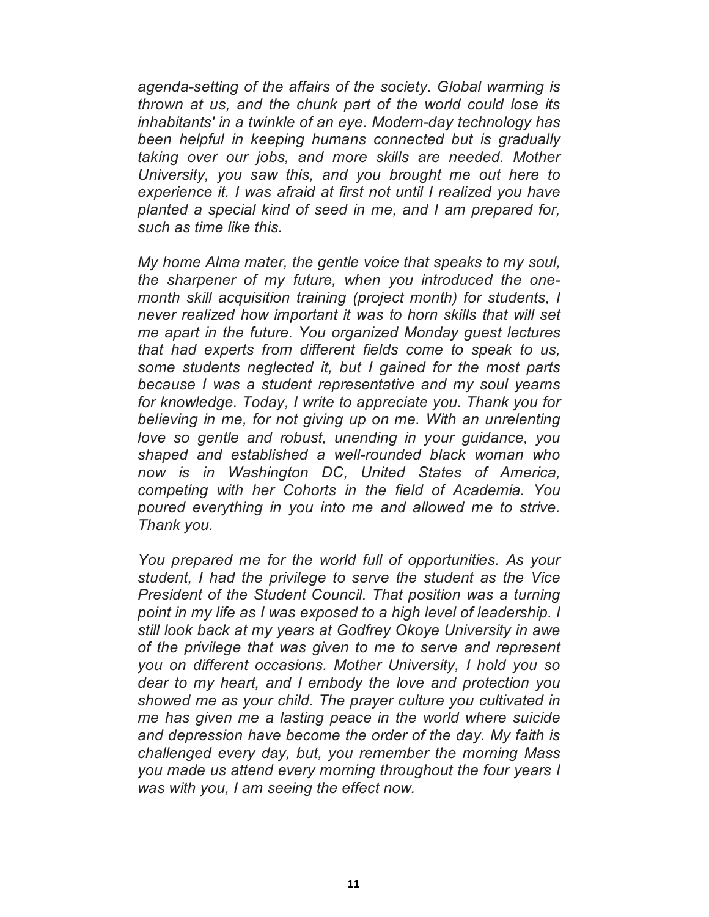*agenda-setting of the affairs of the society. Global warming is thrown at us, and the chunk part of the world could lose its inhabitants' in a twinkle of an eye. Modern-day technology has been helpful in keeping humans connected but is gradually taking over our jobs, and more skills are needed. Mother University, you saw this, and you brought me out here to experience it. I was afraid at first not until I realized you have planted a special kind of seed in me, and I am prepared for, such as time like this.*

*My home Alma mater, the gentle voice that speaks to my soul, the sharpener of my future, when you introduced the one-month skill acquisition training (project month) for students, I never realized how important it was to horn skills that will set me apart in the future. You organized Monday guest lectures that had experts from different fields come to speak to us, some students neglected it, but I gained for the most parts because I was a student representative and my soul yearns for knowledge. Today, I write to appreciate you. Thank you for believing in me, for not giving up on me. With an unrelenting love so gentle and robust, unending in your guidance, you shaped and established a well-rounded black woman who now is in Washington DC, United States of America, competing with her Cohorts in the field of Academia. You poured everything in you into me and allowed me to strive. Thank you.*

*You prepared me for the world full of opportunities. As your student, I had the privilege to serve the student as the Vice President of the Student Council. That position was a turning point in my life as I was exposed to a high level of leadership. I still look back at my years at Godfrey Okoye University in awe of the privilege that was given to me to serve and represent you on different occasions. Mother University, I hold you so dear to my heart, and I embody the love and protection you showed me as your child. The prayer culture you cultivated in me has given me a lasting peace in the world where suicide and depression have become the order of the day. My faith is challenged every day, but, you remember the morning Mass you made us attend every morning throughout the four years I was with you, I am seeing the effect now.*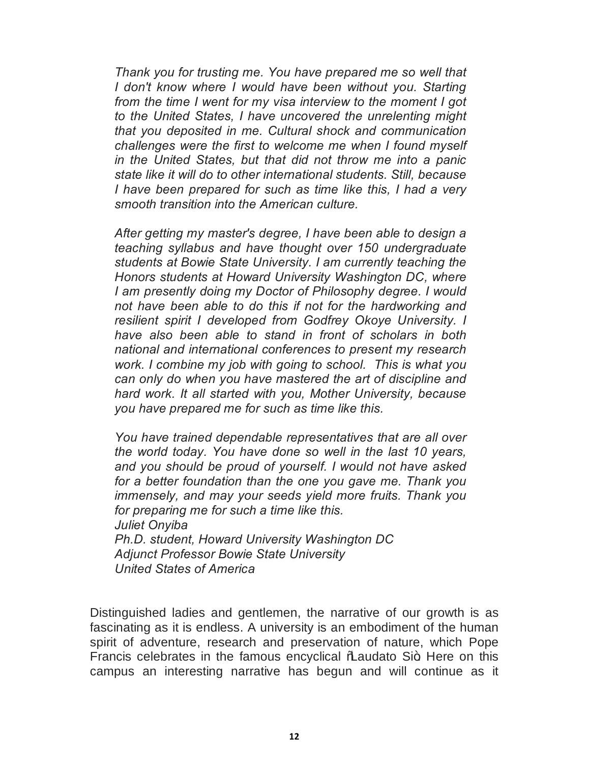*Thank you for trusting me. You have prepared me so well that I don't know where I would have been without you. Starting from the time I went for my visa interview to the moment I got to the United States, I have uncovered the unrelenting might that you deposited in me. Cultural shock and communication challenges were the first to welcome me when I found myself in the United States, but that did not throw me into a panic state like it will do to other international students. Still, because I have been prepared for such as time like this, I had a very smooth transition into the American culture.*

*After getting my master's degree, I have been able to design a teaching syllabus and have thought over 150 undergraduate students at Bowie State University. I am currently teaching the Honors students at Howard University Washington DC, where I am presently doing my Doctor of Philosophy degree. I would not have been able to do this if not for the hardworking and resilient spirit I developed from Godfrey Okoye University. I have also been able to stand in front of scholars in both national and international conferences to present my research work. I combine my job with going to school. This is what you can only do when you have mastered the art of discipline and hard work. It all started with you, Mother University, because you have prepared me for such as time like this.*

*You have trained dependable representatives that are all over the world today. You have done so well in the last 10 years, and you should be proud of yourself. I would not have asked for a better foundation than the one you gave me. Thank you immensely, and may your seeds yield more fruits. Thank you for preparing me for such a time like this.*
*Juliet Onyiba*
*Ph.D. student, Howard University Washington DC*
*Adjunct Professor Bowie State University*
*United States of America*

Distinguished ladies and gentlemen, the narrative of our growth is as fascinating as it is endless. A university is an embodiment of the human spirit of adventure, research and preservation of nature, which Pope Francis celebrates in the famous encyclical "Laudato Si". Here on this campus an interesting narrative has begun and will continue as it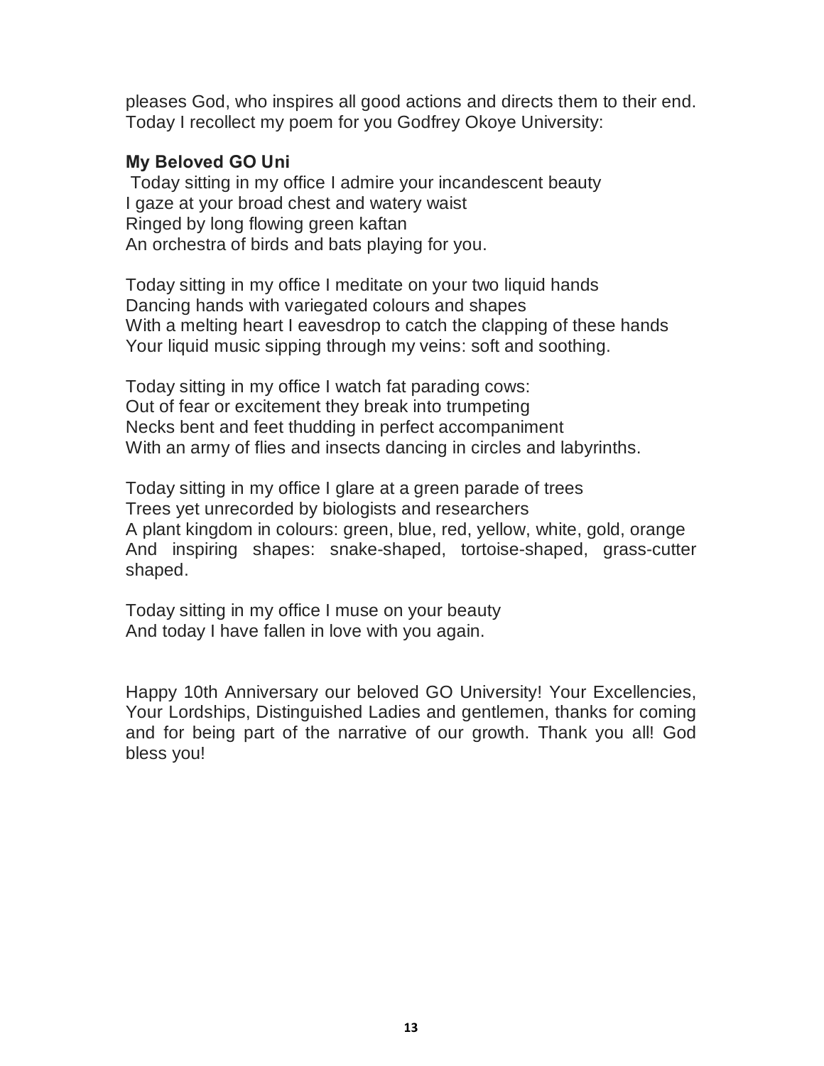pleases God, who inspires all good actions and directs them to their end. Today I recollect my poem for you Godfrey Okoye University:

**My Beloved GO Uni**

Today sitting in my office I admire your incandescent beauty  
I gaze at your broad chest and watery waist  
Ringed by long flowing green kaftan  
An orchestra of birds and bats playing for you.

Today sitting in my office I meditate on your two liquid hands  
Dancing hands with variegated colours and shapes  
With a melting heart I eavesdrop to catch the clapping of these hands  
Your liquid music sipping through my veins: soft and soothing.

Today sitting in my office I watch fat parading cows:  
Out of fear or excitement they break into trumpeting  
Necks bent and feet thudding in perfect accompaniment  
With an army of flies and insects dancing in circles and labyrinths.

Today sitting in my office I glare at a green parade of trees  
Trees yet unrecorded by biologists and researchers  
A plant kingdom in colours: green, blue, red, yellow, white, gold, orange  
And inspiring shapes: snake-shaped, tortoise-shaped, grass-cutter shaped.

Today sitting in my office I muse on your beauty  
And today I have fallen in love with you again.

Happy 10th Anniversary our beloved GO University! Your Excellencies, Your Lordships, Distinguished Ladies and gentlemen, thanks for coming and for being part of the narrative of our growth. Thank you all! God bless you!